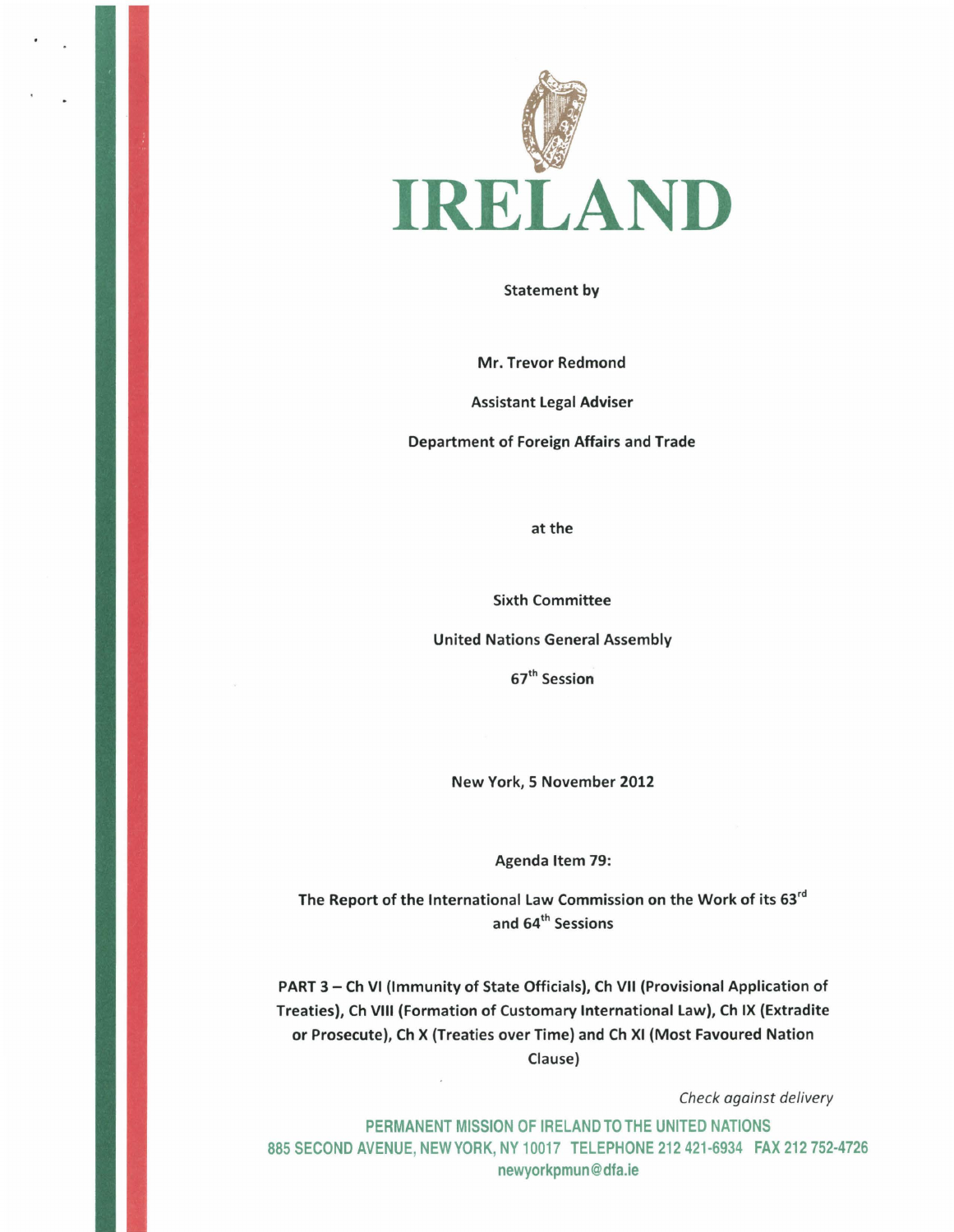# IRELAND

**Statement by**

**Mr. Trevor Redmond**

**Assistant Legal Adviser**

**Department of Foreign Affairs and Trade**

**at the**

**Sixth Committee**

**United Nations General Assembly**

**67th Session**

**New York, 5 November 2012**

**Agenda Item 79:**

**The Report of the International Law Commission on the Work of its 63rd and 64th Sessions**

**PART 3 – Ch VI (Immunity of State Officials), Ch VII (Provisional Application of Treaties), Ch VIII (Formation of Customary International Law), Ch IX (Extradite or Prosecute), Ch X (Treaties over Time) and Ch XI (Most Favoured Nation Clause)**

*Check against delivery*

PERMANENT MISSION OF IRELAND TO THE UNITED NATIONS
885 SECOND AVENUE, NEW YORK, NY 10017 TELEPHONE 212 421-6934 FAX 212 752-4726
newyorkpmun@dfa.ie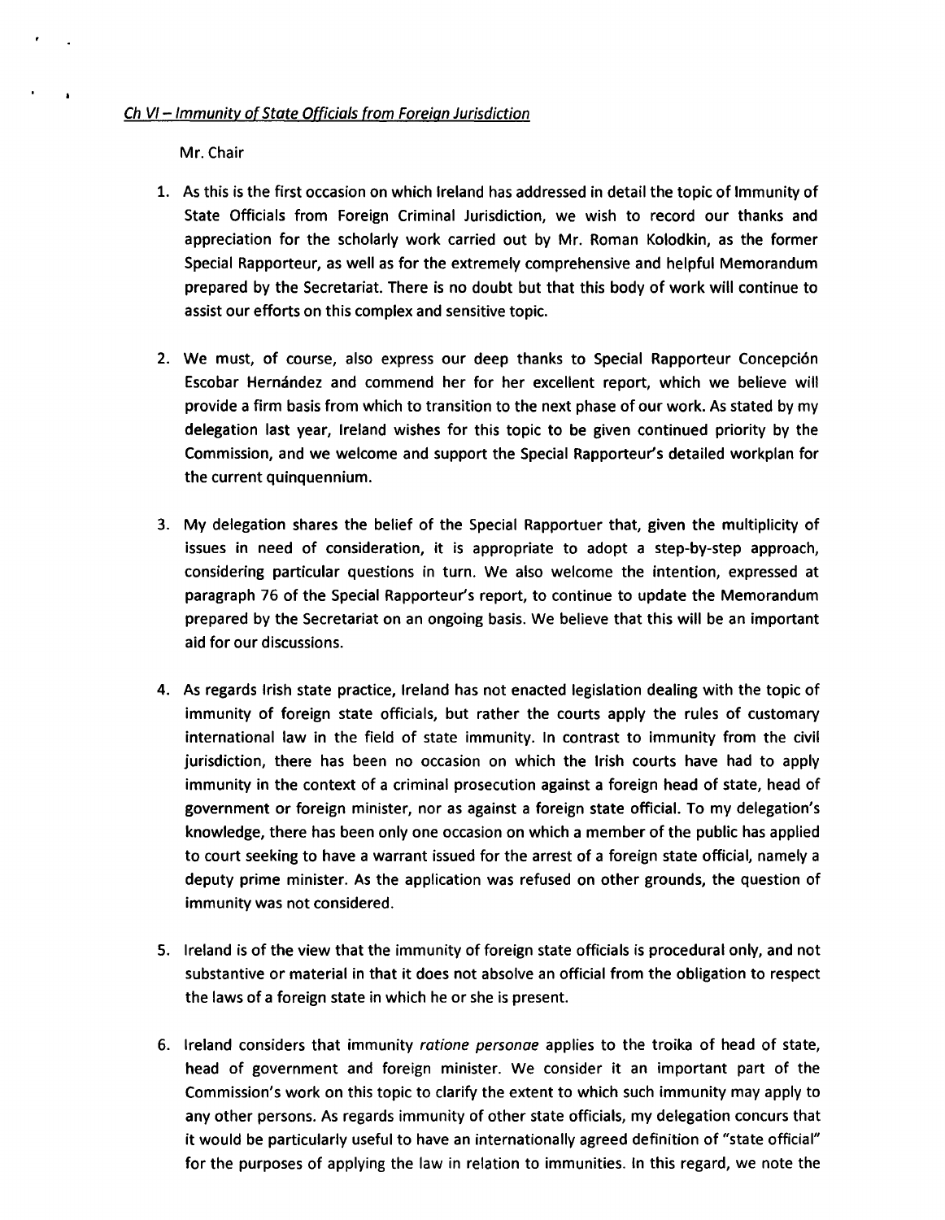*Ch VI – Immunity of State Officials from Foreign Jurisdiction*

Mr. Chair

1. As this is the first occasion on which Ireland has addressed in detail the topic of Immunity of State Officials from Foreign Criminal Jurisdiction, we wish to record our thanks and appreciation for the scholarly work carried out by Mr. Roman Kolodkin, as the former Special Rapporteur, as well as for the extremely comprehensive and helpful Memorandum prepared by the Secretariat. There is no doubt but that this body of work will continue to assist our efforts on this complex and sensitive topic.

2. We must, of course, also express our deep thanks to Special Rapporteur Concepción Escobar Hernández and commend her for her excellent report, which we believe will provide a firm basis from which to transition to the next phase of our work. As stated by my delegation last year, Ireland wishes for this topic to be given continued priority by the Commission, and we welcome and support the Special Rapporteur's detailed workplan for the current quinquennium.

3. My delegation shares the belief of the Special Rapportuer that, given the multiplicity of issues in need of consideration, it is appropriate to adopt a step-by-step approach, considering particular questions in turn. We also welcome the intention, expressed at paragraph 76 of the Special Rapporteur's report, to continue to update the Memorandum prepared by the Secretariat on an ongoing basis. We believe that this will be an important aid for our discussions.

4. As regards Irish state practice, Ireland has not enacted legislation dealing with the topic of immunity of foreign state officials, but rather the courts apply the rules of customary international law in the field of state immunity. In contrast to immunity from the civil jurisdiction, there has been no occasion on which the Irish courts have had to apply immunity in the context of a criminal prosecution against a foreign head of state, head of government or foreign minister, nor as against a foreign state official. To my delegation's knowledge, there has been only one occasion on which a member of the public has applied to court seeking to have a warrant issued for the arrest of a foreign state official, namely a deputy prime minister. As the application was refused on other grounds, the question of immunity was not considered.

5. Ireland is of the view that the immunity of foreign state officials is procedural only, and not substantive or material in that it does not absolve an official from the obligation to respect the laws of a foreign state in which he or she is present.

6. Ireland considers that immunity *ratione personae* applies to the troika of head of state, head of government and foreign minister. We consider it an important part of the Commission's work on this topic to clarify the extent to which such immunity may apply to any other persons. As regards immunity of other state officials, my delegation concurs that it would be particularly useful to have an internationally agreed definition of "state official" for the purposes of applying the law in relation to immunities. In this regard, we note the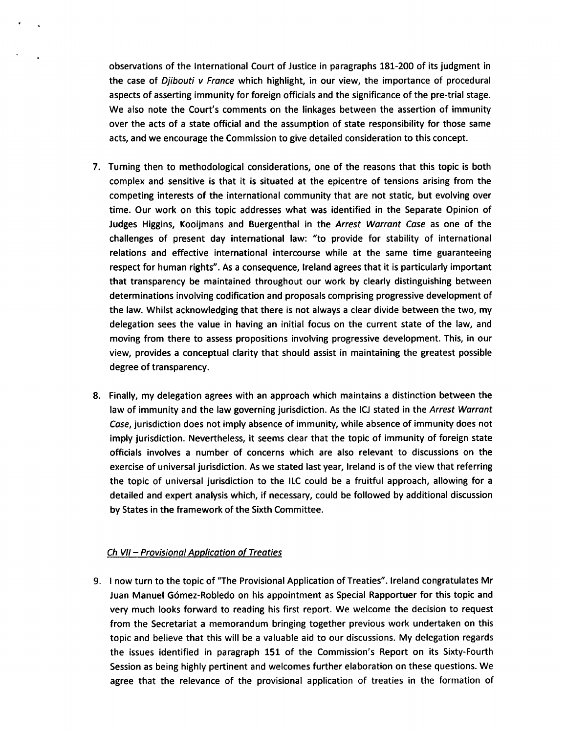observations of the International Court of Justice in paragraphs 181-200 of its judgment in the case of *Djibouti v France* which highlight, in our view, the importance of procedural aspects of asserting immunity for foreign officials and the significance of the pre-trial stage. We also note the Court's comments on the linkages between the assertion of immunity over the acts of a state official and the assumption of state responsibility for those same acts, and we encourage the Commission to give detailed consideration to this concept.

7. Turning then to methodological considerations, one of the reasons that this topic is both complex and sensitive is that it is situated at the epicentre of tensions arising from the competing interests of the international community that are not static, but evolving over time. Our work on this topic addresses what was identified in the Separate Opinion of Judges Higgins, Kooijmans and Buergenthal in the *Arrest Warrant Case* as one of the challenges of present day international law: "to provide for stability of international relations and effective international intercourse while at the same time guaranteeing respect for human rights". As a consequence, Ireland agrees that it is particularly important that transparency be maintained throughout our work by clearly distinguishing between determinations involving codification and proposals comprising progressive development of the law. Whilst acknowledging that there is not always a clear divide between the two, my delegation sees the value in having an initial focus on the current state of the law, and moving from there to assess propositions involving progressive development. This, in our view, provides a conceptual clarity that should assist in maintaining the greatest possible degree of transparency.

8. Finally, my delegation agrees with an approach which maintains a distinction between the law of immunity and the law governing jurisdiction. As the ICJ stated in the *Arrest Warrant Case*, jurisdiction does not imply absence of immunity, while absence of immunity does not imply jurisdiction. Nevertheless, it seems clear that the topic of immunity of foreign state officials involves a number of concerns which are also relevant to discussions on the exercise of universal jurisdiction. As we stated last year, Ireland is of the view that referring the topic of universal jurisdiction to the ILC could be a fruitful approach, allowing for a detailed and expert analysis which, if necessary, could be followed by additional discussion by States in the framework of the Sixth Committee.

*Ch VII – Provisional Application of Treaties*

9. I now turn to the topic of "The Provisional Application of Treaties". Ireland congratulates Mr Juan Manuel Gómez-Robledo on his appointment as Special Rapportuer for this topic and very much looks forward to reading his first report. We welcome the decision to request from the Secretariat a memorandum bringing together previous work undertaken on this topic and believe that this will be a valuable aid to our discussions. My delegation regards the issues identified in paragraph 151 of the Commission's Report on its Sixty-Fourth Session as being highly pertinent and welcomes further elaboration on these questions. We agree that the relevance of the provisional application of treaties in the formation of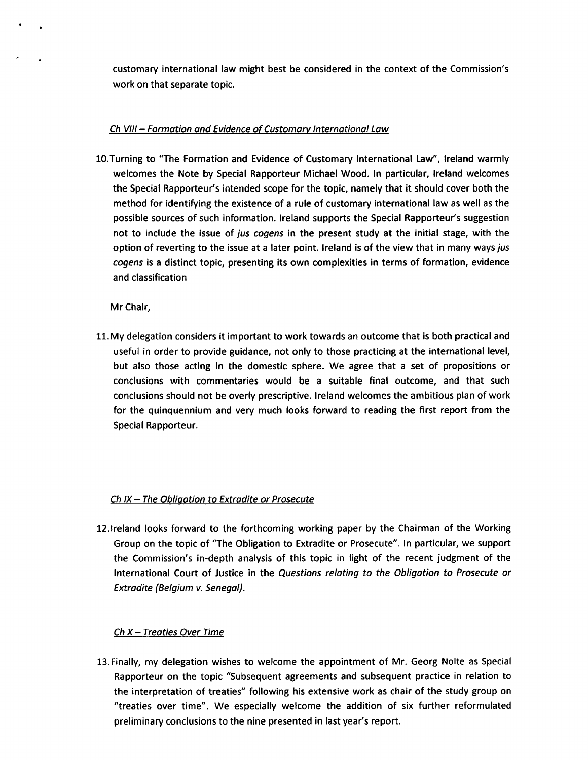customary international law might best be considered in the context of the Commission's work on that separate topic.

*Ch VIII – Formation and Evidence of Customary International Law*

10. Turning to "The Formation and Evidence of Customary International Law", Ireland warmly welcomes the Note by Special Rapporteur Michael Wood. In particular, Ireland welcomes the Special Rapporteur's intended scope for the topic, namely that it should cover both the method for identifying the existence of a rule of customary international law as well as the possible sources of such information. Ireland supports the Special Rapporteur's suggestion not to include the issue of *jus cogens* in the present study at the initial stage, with the option of reverting to the issue at a later point. Ireland is of the view that in many ways *jus cogens* is a distinct topic, presenting its own complexities in terms of formation, evidence and classification

Mr Chair,

11. My delegation considers it important to work towards an outcome that is both practical and useful in order to provide guidance, not only to those practicing at the international level, but also those acting in the domestic sphere. We agree that a set of propositions or conclusions with commentaries would be a suitable final outcome, and that such conclusions should not be overly prescriptive. Ireland welcomes the ambitious plan of work for the quinquennium and very much looks forward to reading the first report from the Special Rapporteur.

*Ch IX – The Obligation to Extradite or Prosecute*

12. Ireland looks forward to the forthcoming working paper by the Chairman of the Working Group on the topic of "The Obligation to Extradite or Prosecute". In particular, we support the Commission's in-depth analysis of this topic in light of the recent judgment of the International Court of Justice in the *Questions relating to the Obligation to Prosecute or Extradite (Belgium v. Senegal)*.

*Ch X – Treaties Over Time*

13. Finally, my delegation wishes to welcome the appointment of Mr. Georg Nolte as Special Rapporteur on the topic "Subsequent agreements and subsequent practice in relation to the interpretation of treaties" following his extensive work as chair of the study group on "treaties over time". We especially welcome the addition of six further reformulated preliminary conclusions to the nine presented in last year's report.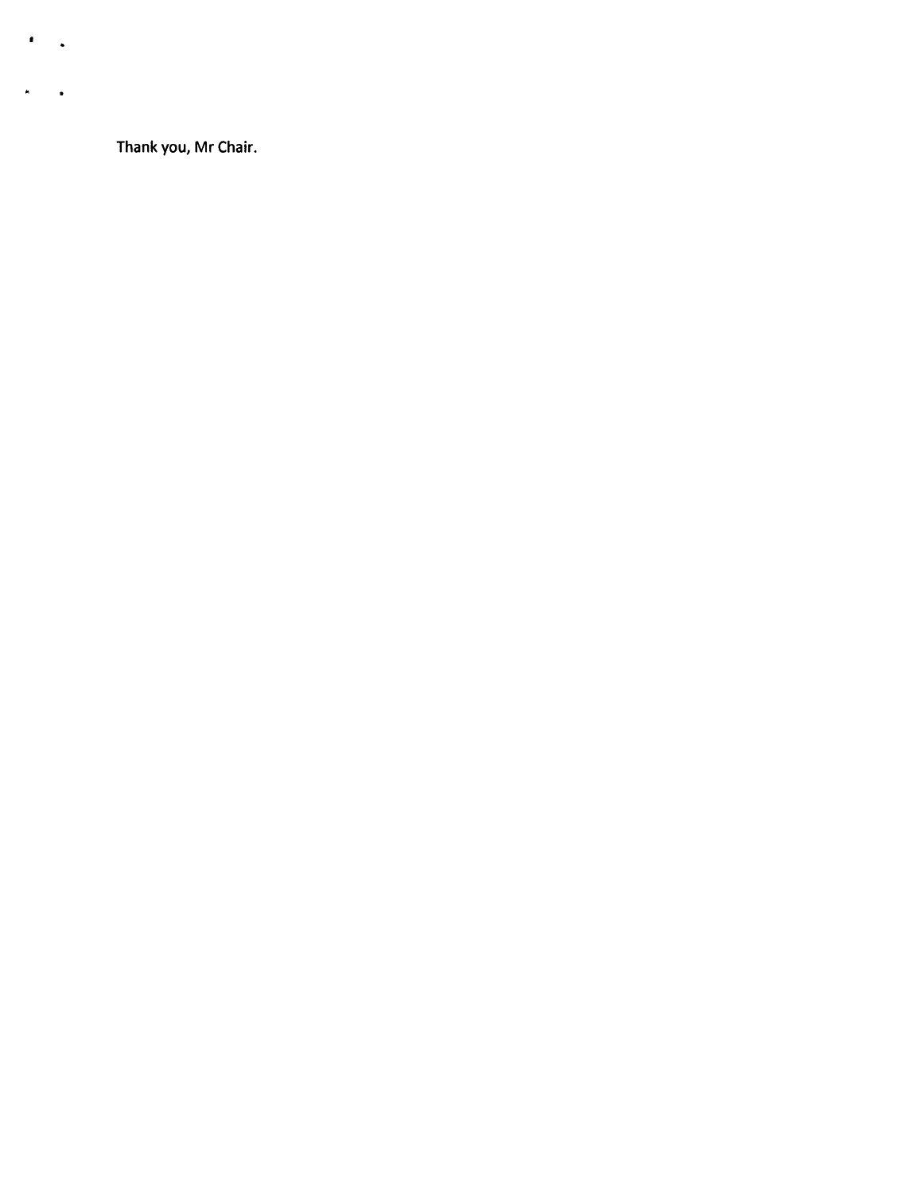Thank you, Mr Chair.